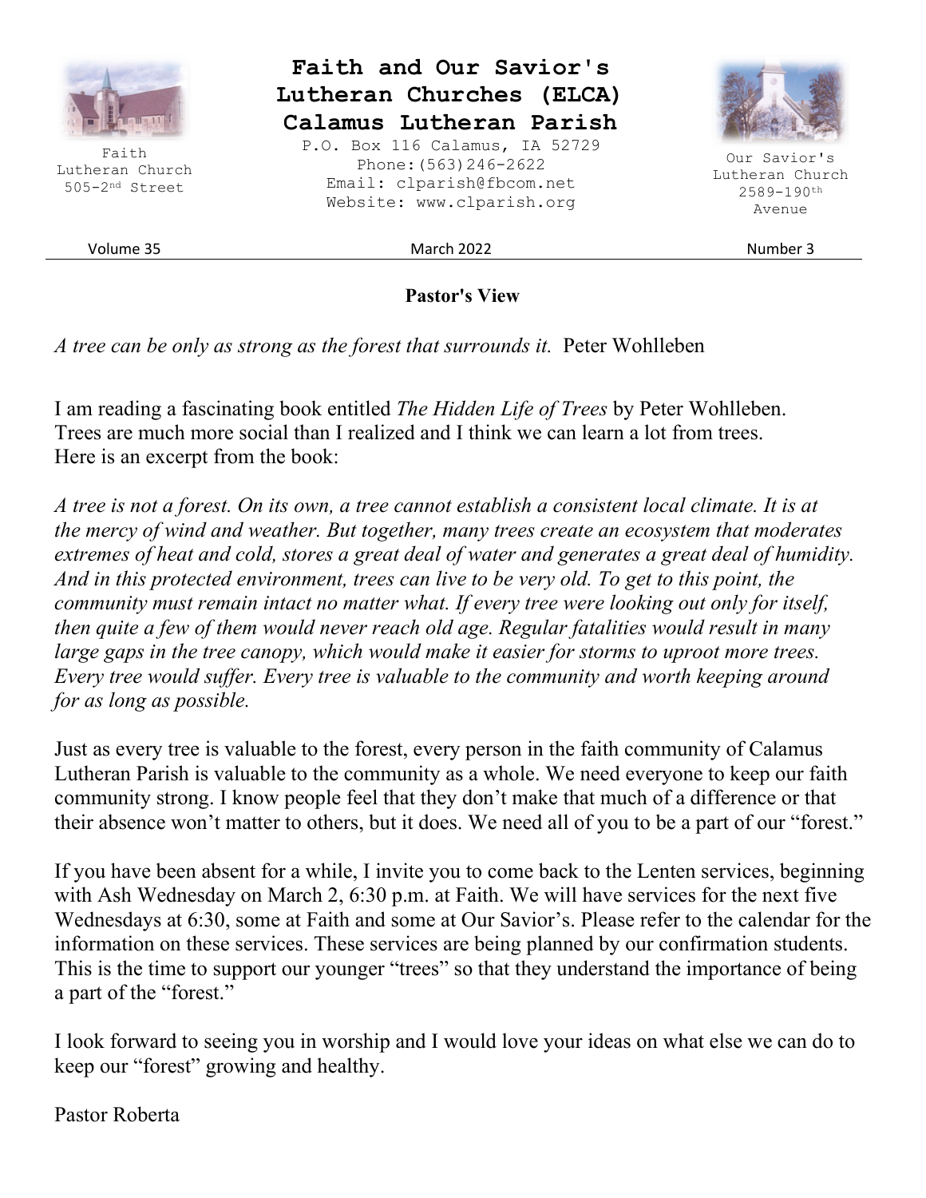# Faith and Our Savior's Lutheran Churches (ELCA)
# Calamus Lutheran Parish

P.O. Box 116 Calamus, IA 52729
Phone:(563)246-2622
Email: clparish@fbcom.net
Website: www.clparish.org

Faith Lutheran Church
505-2nd Street

Our Savior's Lutheran Church
2589-190th Avenue

Volume 35 | March 2022 | Number 3

## Pastor's View

*A tree can be only as strong as the forest that surrounds it.* Peter Wohlleben

I am reading a fascinating book entitled *The Hidden Life of Trees* by Peter Wohlleben. Trees are much more social than I realized and I think we can learn a lot from trees. Here is an excerpt from the book:

*A tree is not a forest. On its own, a tree cannot establish a consistent local climate. It is at the mercy of wind and weather. But together, many trees create an ecosystem that moderates extremes of heat and cold, stores a great deal of water and generates a great deal of humidity. And in this protected environment, trees can live to be very old. To get to this point, the community must remain intact no matter what. If every tree were looking out only for itself, then quite a few of them would never reach old age. Regular fatalities would result in many large gaps in the tree canopy, which would make it easier for storms to uproot more trees. Every tree would suffer. Every tree is valuable to the community and worth keeping around for as long as possible.*

Just as every tree is valuable to the forest, every person in the faith community of Calamus Lutheran Parish is valuable to the community as a whole. We need everyone to keep our faith community strong. I know people feel that they don't make that much of a difference or that their absence won't matter to others, but it does. We need all of you to be a part of our "forest."

If you have been absent for a while, I invite you to come back to the Lenten services, beginning with Ash Wednesday on March 2, 6:30 p.m. at Faith. We will have services for the next five Wednesdays at 6:30, some at Faith and some at Our Savior's. Please refer to the calendar for the information on these services. These services are being planned by our confirmation students. This is the time to support our younger "trees" so that they understand the importance of being a part of the "forest."

I look forward to seeing you in worship and I would love your ideas on what else we can do to keep our "forest" growing and healthy.

Pastor Roberta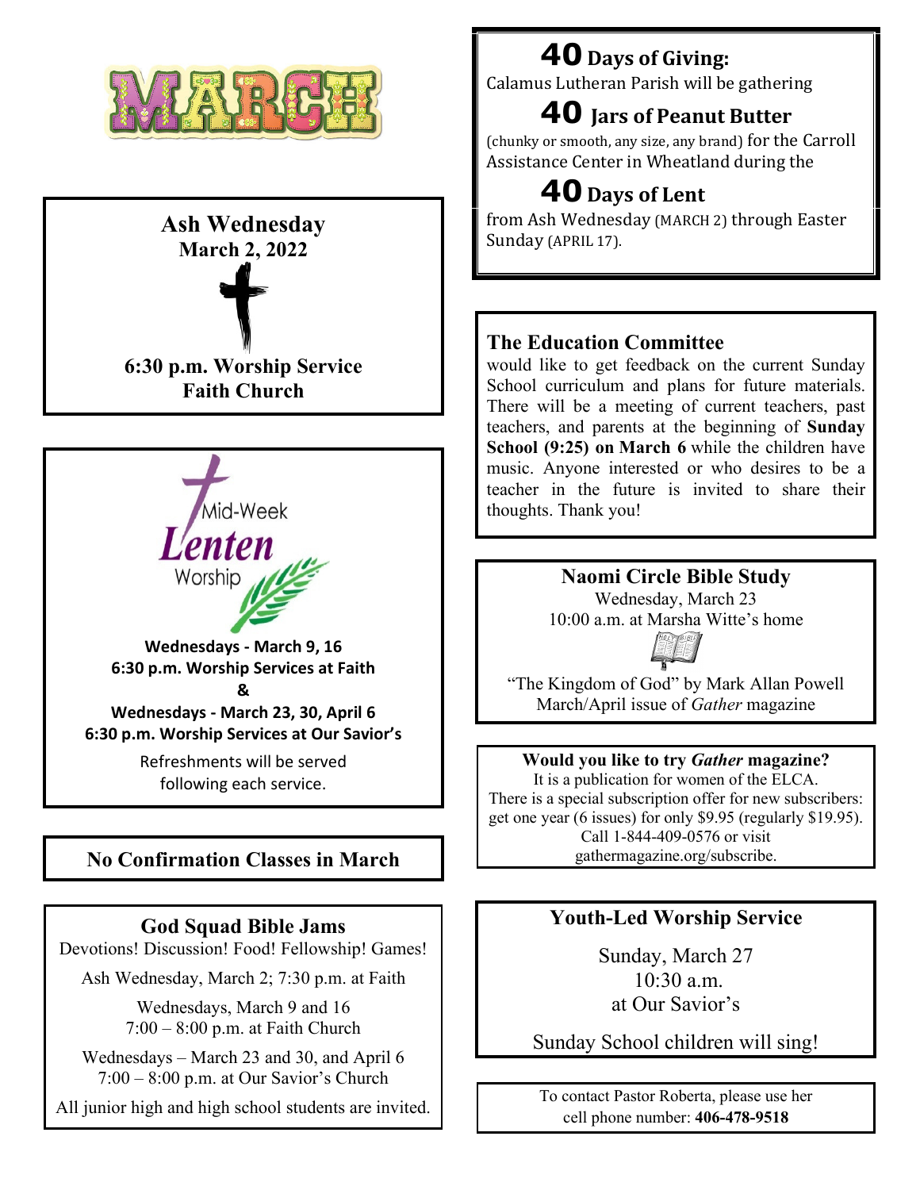# MARCH

## Ash Wednesday
**March 2, 2022**

**6:30 p.m. Worship Service**
**Faith Church**

## Mid-Week Lenten Worship

**Wednesdays - March 9, 16**
**6:30 p.m. Worship Services at Faith**
**&**
**Wednesdays - March 23, 30, April 6**
**6:30 p.m. Worship Services at Our Savior's**

Refreshments will be served following each service.

## No Confirmation Classes in March

## God Squad Bible Jams

Devotions! Discussion! Food! Fellowship! Games!

Ash Wednesday, March 2; 7:30 p.m. at Faith

Wednesdays, March 9 and 16
7:00 – 8:00 p.m. at Faith Church

Wednesdays – March 23 and 30, and April 6
7:00 – 8:00 p.m. at Our Savior's Church

All junior high and high school students are invited.

## 40 Days of Giving:

Calamus Lutheran Parish will be gathering

## 40 Jars of Peanut Butter

(chunky or smooth, any size, any brand) for the Carroll Assistance Center in Wheatland during the

## 40 Days of Lent

from Ash Wednesday (MARCH 2) through Easter Sunday (APRIL 17).

## The Education Committee

would like to get feedback on the current Sunday School curriculum and plans for future materials. There will be a meeting of current teachers, past teachers, and parents at the beginning of **Sunday School (9:25) on March 6** while the children have music. Anyone interested or who desires to be a teacher in the future is invited to share their thoughts. Thank you!

## Naomi Circle Bible Study

Wednesday, March 23
10:00 a.m. at Marsha Witte's home

"The Kingdom of God" by Mark Allan Powell
March/April issue of *Gather* magazine

## Would you like to try *Gather* magazine?

It is a publication for women of the ELCA.
There is a special subscription offer for new subscribers: get one year (6 issues) for only $9.95 (regularly $19.95).
Call 1-844-409-0576 or visit gathermagazine.org/subscribe.

## Youth-Led Worship Service

Sunday, March 27
10:30 a.m.
at Our Savior's

Sunday School children will sing!

To contact Pastor Roberta, please use her cell phone number: **406-478-9518**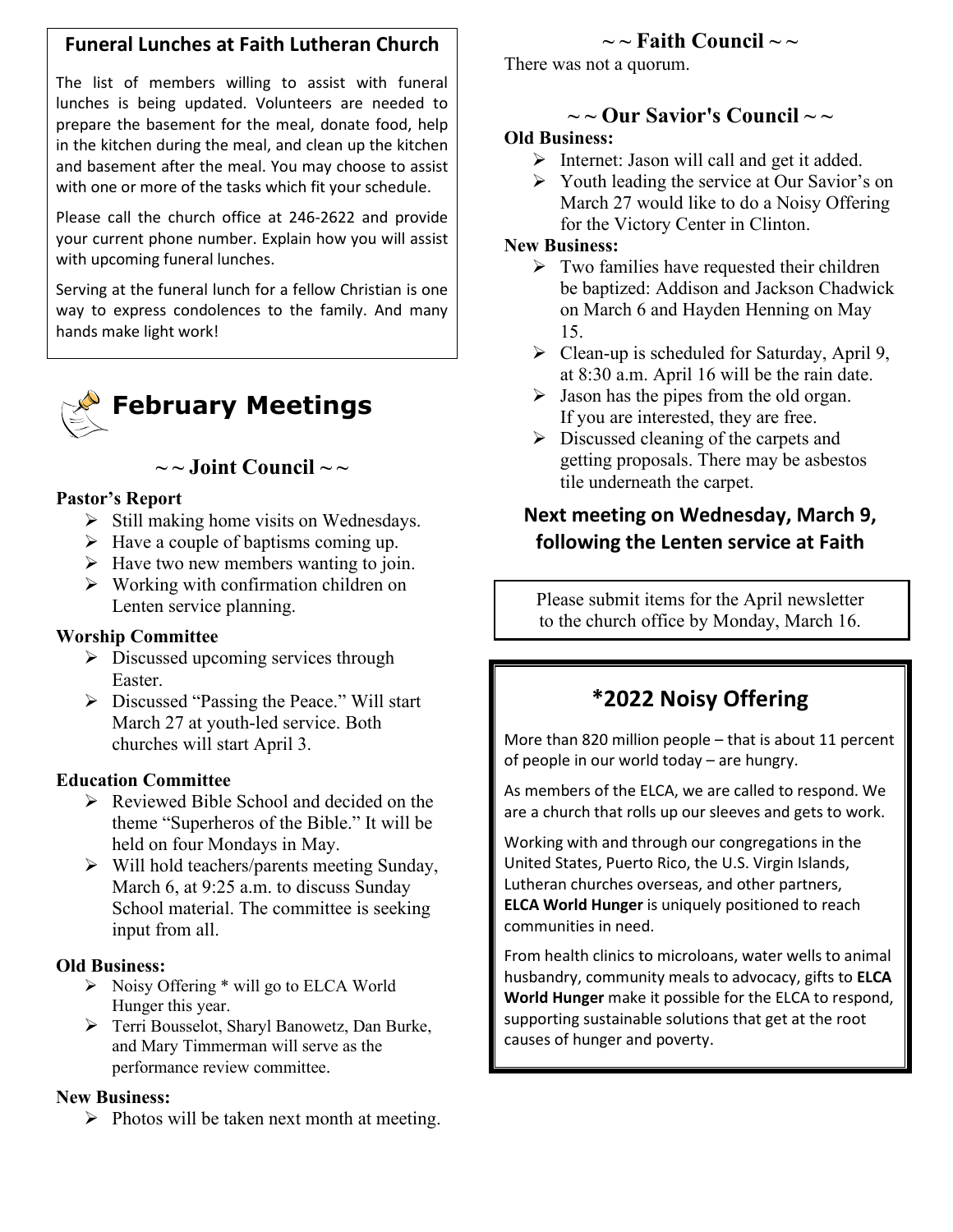## Funeral Lunches at Faith Lutheran Church

The list of members willing to assist with funeral lunches is being updated. Volunteers are needed to prepare the basement for the meal, donate food, help in the kitchen during the meal, and clean up the kitchen and basement after the meal. You may choose to assist with one or more of the tasks which fit your schedule.

Please call the church office at 246-2622 and provide your current phone number. Explain how you will assist with upcoming funeral lunches.

Serving at the funeral lunch for a fellow Christian is one way to express condolences to the family. And many hands make light work!

# February Meetings

## ~ ~ Joint Council ~ ~

**Pastor's Report**

- Still making home visits on Wednesdays.
- Have a couple of baptisms coming up.
- Have two new members wanting to join.
- Working with confirmation children on Lenten service planning.

**Worship Committee**

- Discussed upcoming services through Easter.
- Discussed "Passing the Peace." Will start March 27 at youth-led service. Both churches will start April 3.

**Education Committee**

- Reviewed Bible School and decided on the theme "Superheros of the Bible." It will be held on four Mondays in May.
- Will hold teachers/parents meeting Sunday, March 6, at 9:25 a.m. to discuss Sunday School material. The committee is seeking input from all.

**Old Business:**

- Noisy Offering * will go to ELCA World Hunger this year.
- Terri Bousselot, Sharyl Banowetz, Dan Burke, and Mary Timmerman will serve as the performance review committee.

**New Business:**

- Photos will be taken next month at meeting.

## ~ ~ Faith Council ~ ~

There was not a quorum.

## ~ ~ Our Savior's Council ~ ~

**Old Business:**

- Internet: Jason will call and get it added.
- Youth leading the service at Our Savior's on March 27 would like to do a Noisy Offering for the Victory Center in Clinton.

**New Business:**

- Two families have requested their children be baptized: Addison and Jackson Chadwick on March 6 and Hayden Henning on May 15.
- Clean-up is scheduled for Saturday, April 9, at 8:30 a.m. April 16 will be the rain date.
- Jason has the pipes from the old organ. If you are interested, they are free.
- Discussed cleaning of the carpets and getting proposals. There may be asbestos tile underneath the carpet.

**Next meeting on Wednesday, March 9, following the Lenten service at Faith**

Please submit items for the April newsletter to the church office by Monday, March 16.

## *2022 Noisy Offering

More than 820 million people – that is about 11 percent of people in our world today – are hungry.

As members of the ELCA, we are called to respond. We are a church that rolls up our sleeves and gets to work.

Working with and through our congregations in the United States, Puerto Rico, the U.S. Virgin Islands, Lutheran churches overseas, and other partners, **ELCA World Hunger** is uniquely positioned to reach communities in need.

From health clinics to microloans, water wells to animal husbandry, community meals to advocacy, gifts to **ELCA World Hunger** make it possible for the ELCA to respond, supporting sustainable solutions that get at the root causes of hunger and poverty.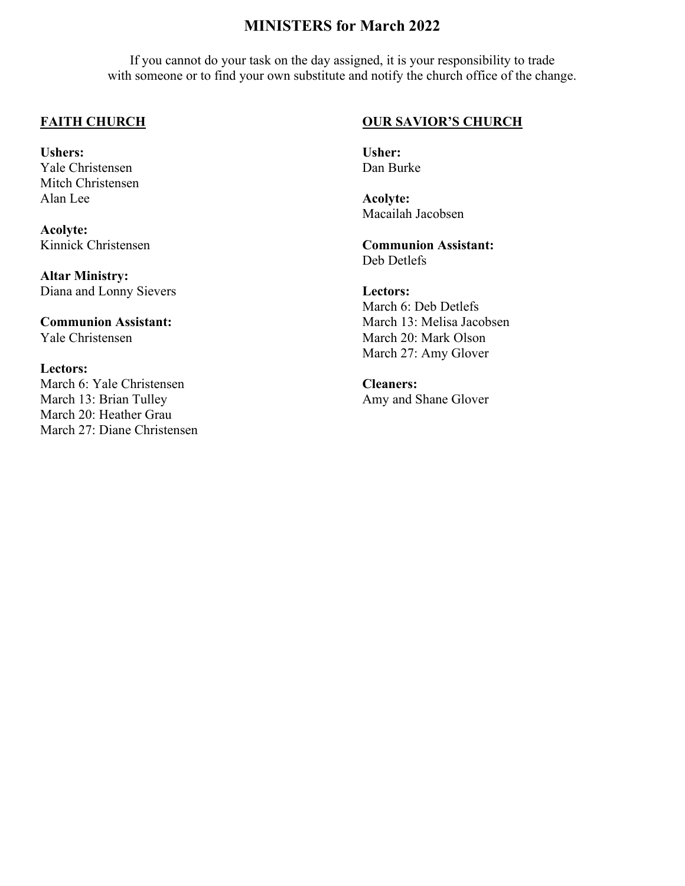# MINISTERS for March 2022

If you cannot do your task on the day assigned, it is your responsibility to trade with someone or to find your own substitute and notify the church office of the change.

## FAITH CHURCH

**Ushers:**
Yale Christensen
Mitch Christensen
Alan Lee

**Acolyte:**
Kinnick Christensen

**Altar Ministry:**
Diana and Lonny Sievers

**Communion Assistant:**
Yale Christensen

**Lectors:**
March 6: Yale Christensen
March 13: Brian Tulley
March 20: Heather Grau
March 27: Diane Christensen

## OUR SAVIOR'S CHURCH

**Usher:**
Dan Burke

**Acolyte:**
Macailah Jacobsen

**Communion Assistant:**
Deb Detlefs

**Lectors:**
March 6: Deb Detlefs
March 13: Melisa Jacobsen
March 20: Mark Olson
March 27: Amy Glover

**Cleaners:**
Amy and Shane Glover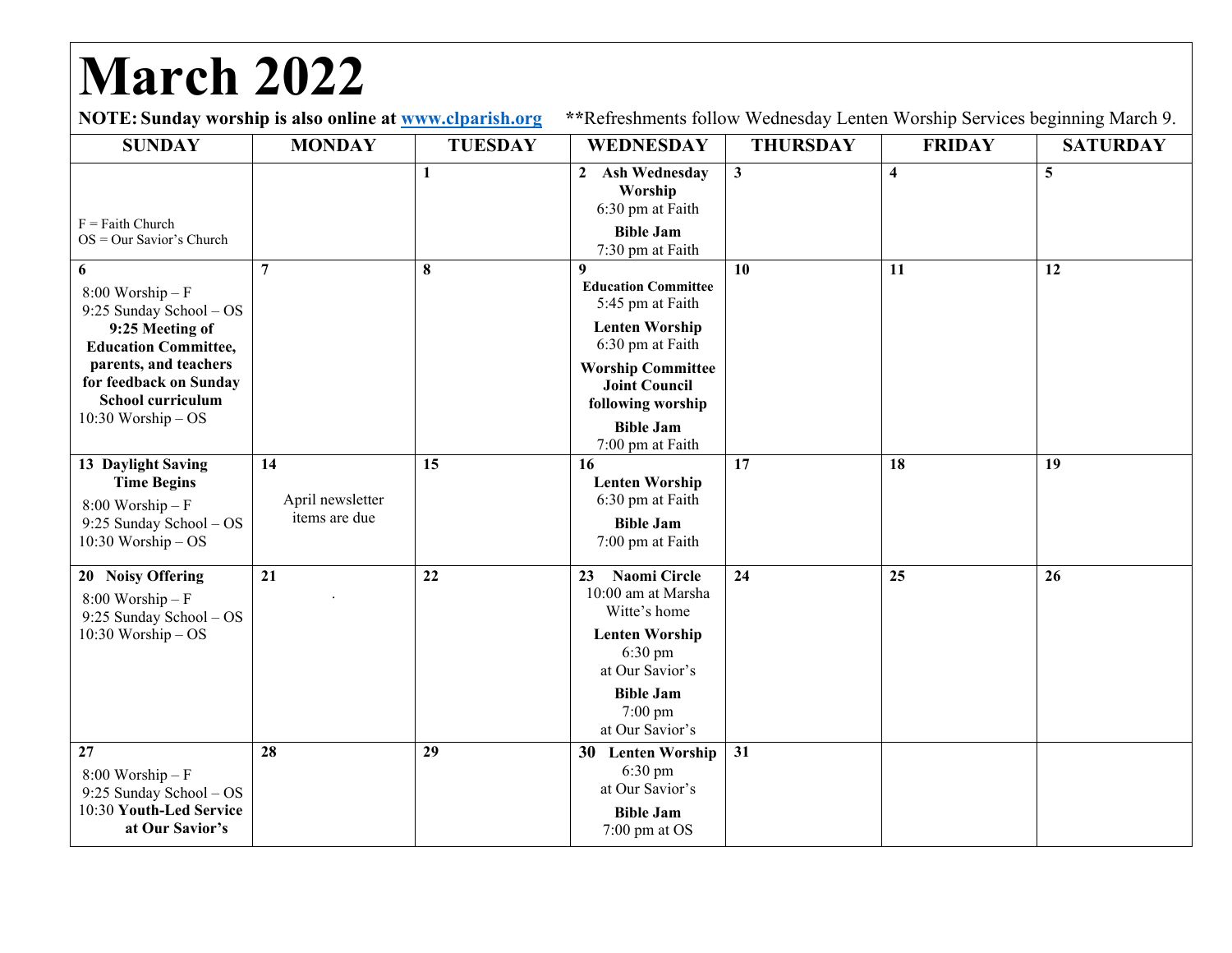# March 2022

**NOTE: Sunday worship is also online at [www.clparish.org](http://www.clparish.org)** **Refreshments follow Wednesday Lenten Worship Services beginning March 9.

| SUNDAY | MONDAY | TUESDAY | WEDNESDAY | THURSDAY | FRIDAY | SATURDAY |
|---|---|---|---|---|---|---|
| F = Faith Church<br>OS = Our Savior's Church | | **1** | **2 Ash Wednesday Worship**<br>6:30 pm at Faith<br>**Bible Jam**<br>7:30 pm at Faith | **3** | **4** | **5** |
| **6**<br>8:00 Worship – F<br>9:25 Sunday School – OS<br>**9:25 Meeting of Education Committee, parents, and teachers for feedback on Sunday School curriculum**<br>10:30 Worship – OS | **7** | **8** | **9**<br>**Education Committee**<br>5:45 pm at Faith<br>**Lenten Worship**<br>6:30 pm at Faith<br>**Worship Committee Joint Council following worship**<br>**Bible Jam**<br>7:00 pm at Faith | **10** | **11** | **12** |
| **13 Daylight Saving Time Begins**<br>8:00 Worship – F<br>9:25 Sunday School – OS<br>10:30 Worship – OS | **14**<br>April newsletter items are due | **15** | **16**<br>**Lenten Worship**<br>6:30 pm at Faith<br>**Bible Jam**<br>7:00 pm at Faith | **17** | **18** | **19** |
| **20 Noisy Offering**<br>8:00 Worship – F<br>9:25 Sunday School – OS<br>10:30 Worship – OS | **21** | **22** | **23 Naomi Circle**<br>10:00 am at Marsha Witte's home<br>**Lenten Worship**<br>6:30 pm at Our Savior's<br>**Bible Jam**<br>7:00 pm at Our Savior's | **24** | **25** | **26** |
| **27**<br>8:00 Worship – F<br>9:25 Sunday School – OS<br>10:30 **Youth-Led Service at Our Savior's** | **28** | **29** | **30 Lenten Worship**<br>6:30 pm at Our Savior's<br>**Bible Jam**<br>7:00 pm at OS | **31** | | |